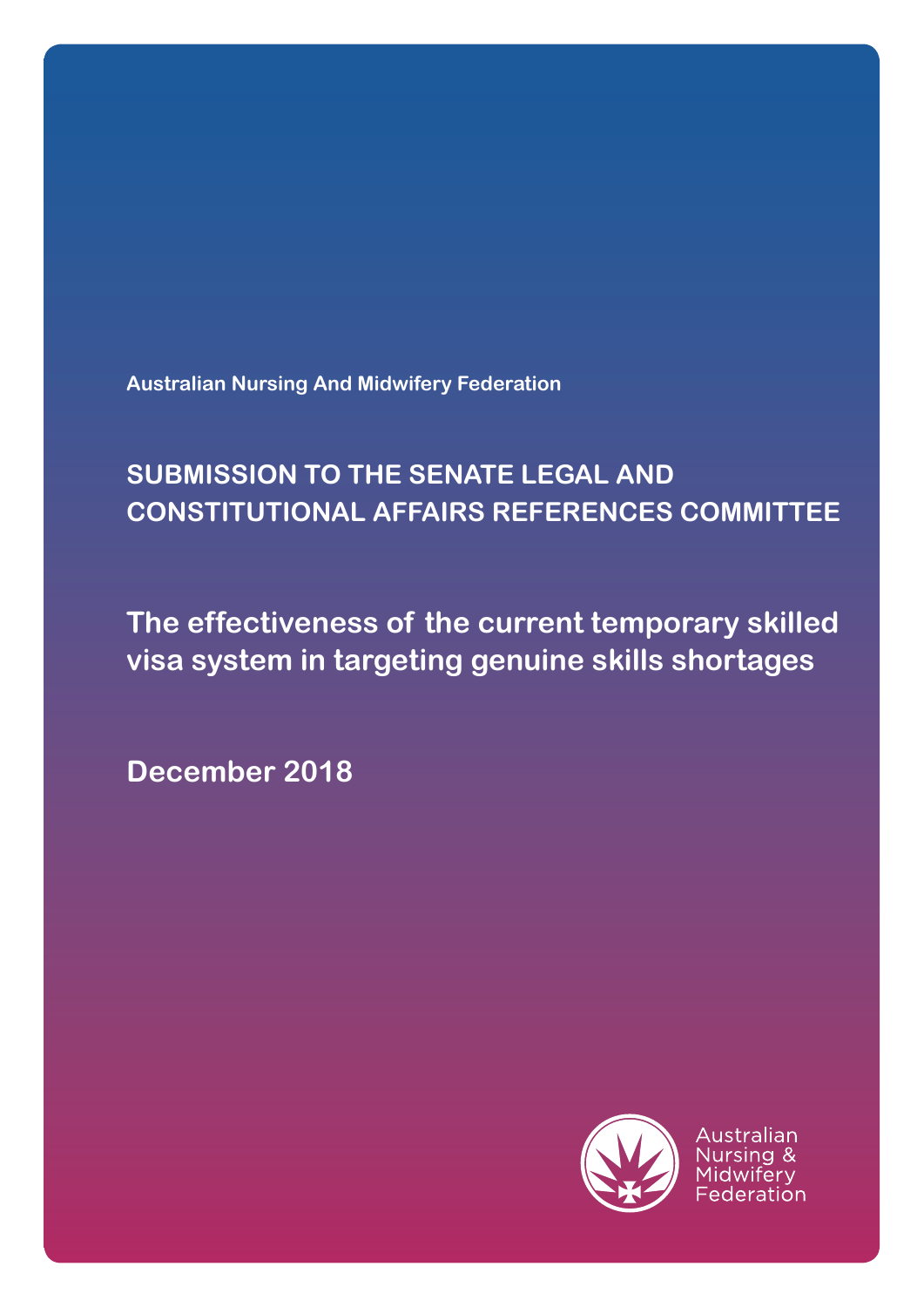Australian Nursing And Midwifery Federation

# SUBMISSION TO THE SENATE LEGAL AND CONSTITUTIONAL AFFAIRS REFERENCES COMMITTEE

## The effectiveness of the current temporary skilled visa system in targeting genuine skills shortages

**December 2018**

Australian Nursing & Midwifery Federation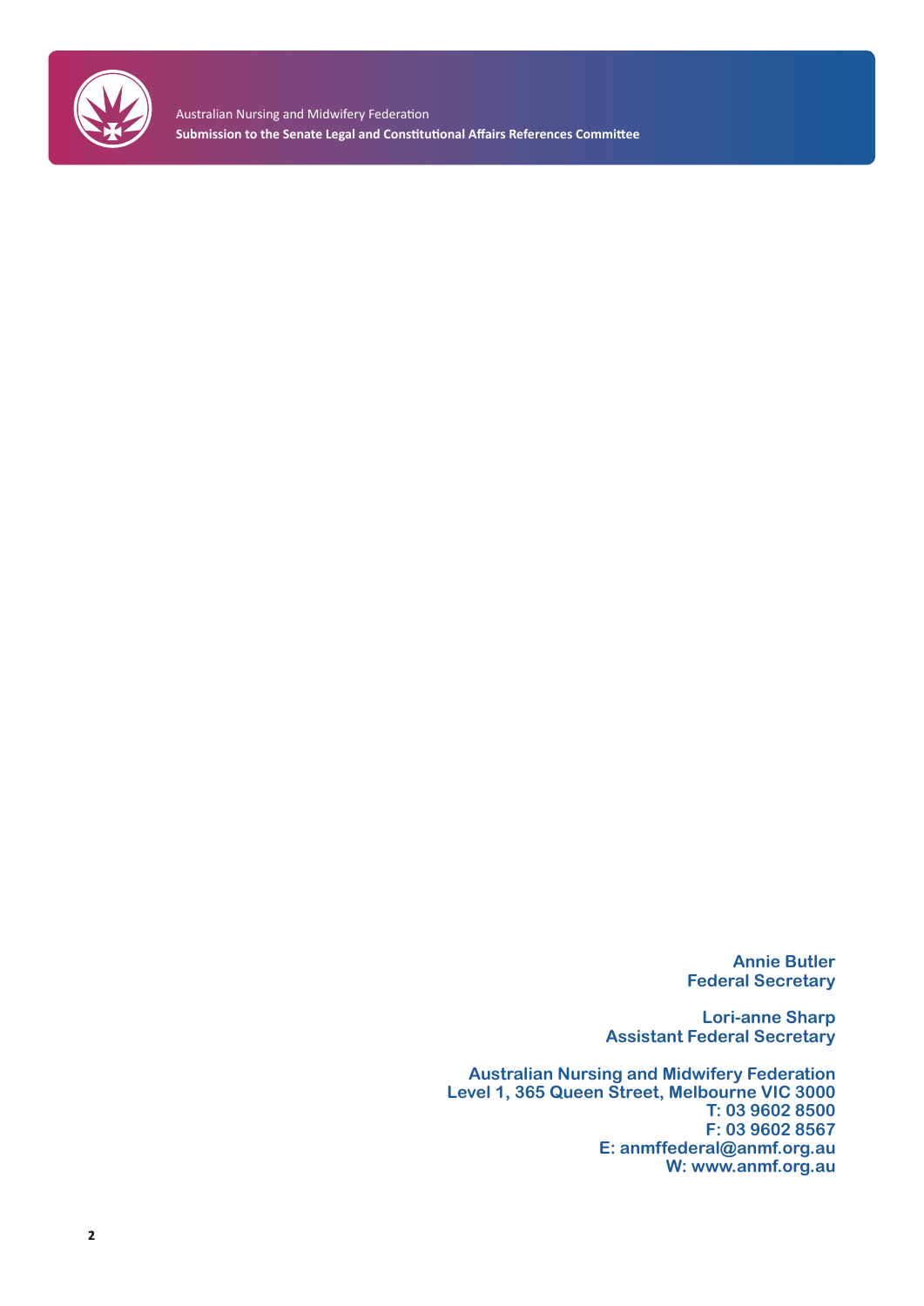**Annie Butler**
**Federal Secretary**

**Lori-anne Sharp**
**Assistant Federal Secretary**

**Australian Nursing and Midwifery Federation**
**Level 1, 365 Queen Street, Melbourne VIC 3000**
**T: 03 9602 8500**
**F: 03 9602 8567**
**E: anmffederal@anmf.org.au**
**W: www.anmf.org.au**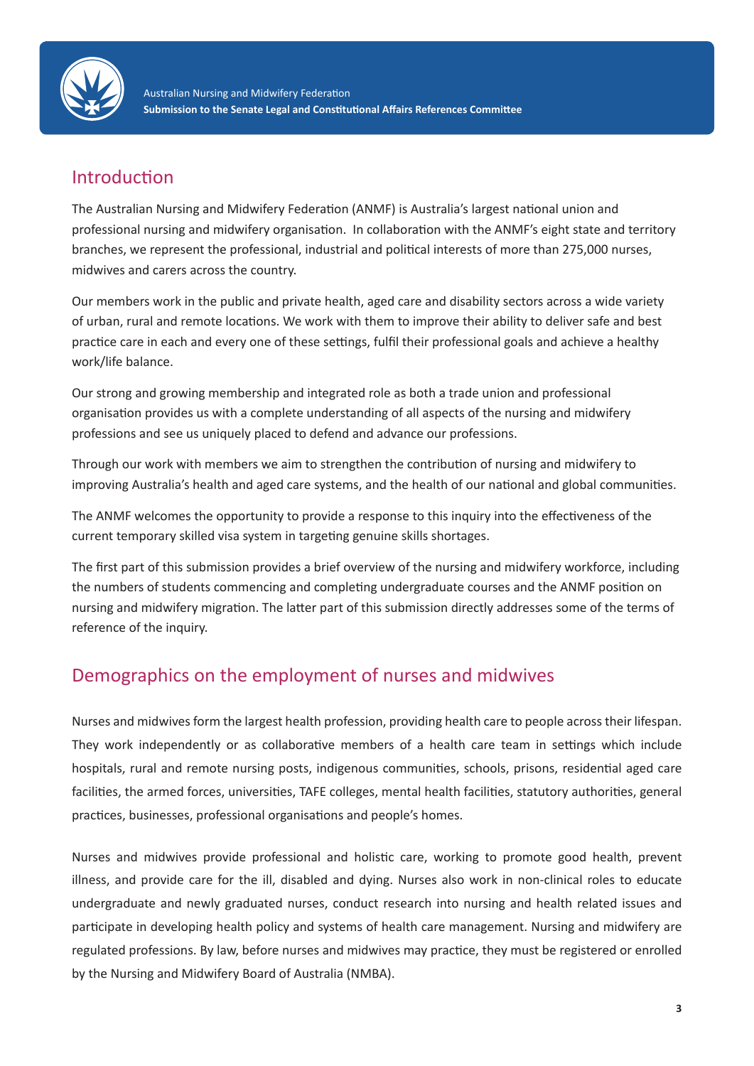## Introduction

The Australian Nursing and Midwifery Federation (ANMF) is Australia's largest national union and professional nursing and midwifery organisation. In collaboration with the ANMF's eight state and territory branches, we represent the professional, industrial and political interests of more than 275,000 nurses, midwives and carers across the country.

Our members work in the public and private health, aged care and disability sectors across a wide variety of urban, rural and remote locations. We work with them to improve their ability to deliver safe and best practice care in each and every one of these settings, fulfil their professional goals and achieve a healthy work/life balance.

Our strong and growing membership and integrated role as both a trade union and professional organisation provides us with a complete understanding of all aspects of the nursing and midwifery professions and see us uniquely placed to defend and advance our professions.

Through our work with members we aim to strengthen the contribution of nursing and midwifery to improving Australia's health and aged care systems, and the health of our national and global communities.

The ANMF welcomes the opportunity to provide a response to this inquiry into the effectiveness of the current temporary skilled visa system in targeting genuine skills shortages.

The first part of this submission provides a brief overview of the nursing and midwifery workforce, including the numbers of students commencing and completing undergraduate courses and the ANMF position on nursing and midwifery migration. The latter part of this submission directly addresses some of the terms of reference of the inquiry.

## Demographics on the employment of nurses and midwives

Nurses and midwives form the largest health profession, providing health care to people across their lifespan. They work independently or as collaborative members of a health care team in settings which include hospitals, rural and remote nursing posts, indigenous communities, schools, prisons, residential aged care facilities, the armed forces, universities, TAFE colleges, mental health facilities, statutory authorities, general practices, businesses, professional organisations and people's homes.

Nurses and midwives provide professional and holistic care, working to promote good health, prevent illness, and provide care for the ill, disabled and dying. Nurses also work in non-clinical roles to educate undergraduate and newly graduated nurses, conduct research into nursing and health related issues and participate in developing health policy and systems of health care management. Nursing and midwifery are regulated professions. By law, before nurses and midwives may practice, they must be registered or enrolled by the Nursing and Midwifery Board of Australia (NMBA).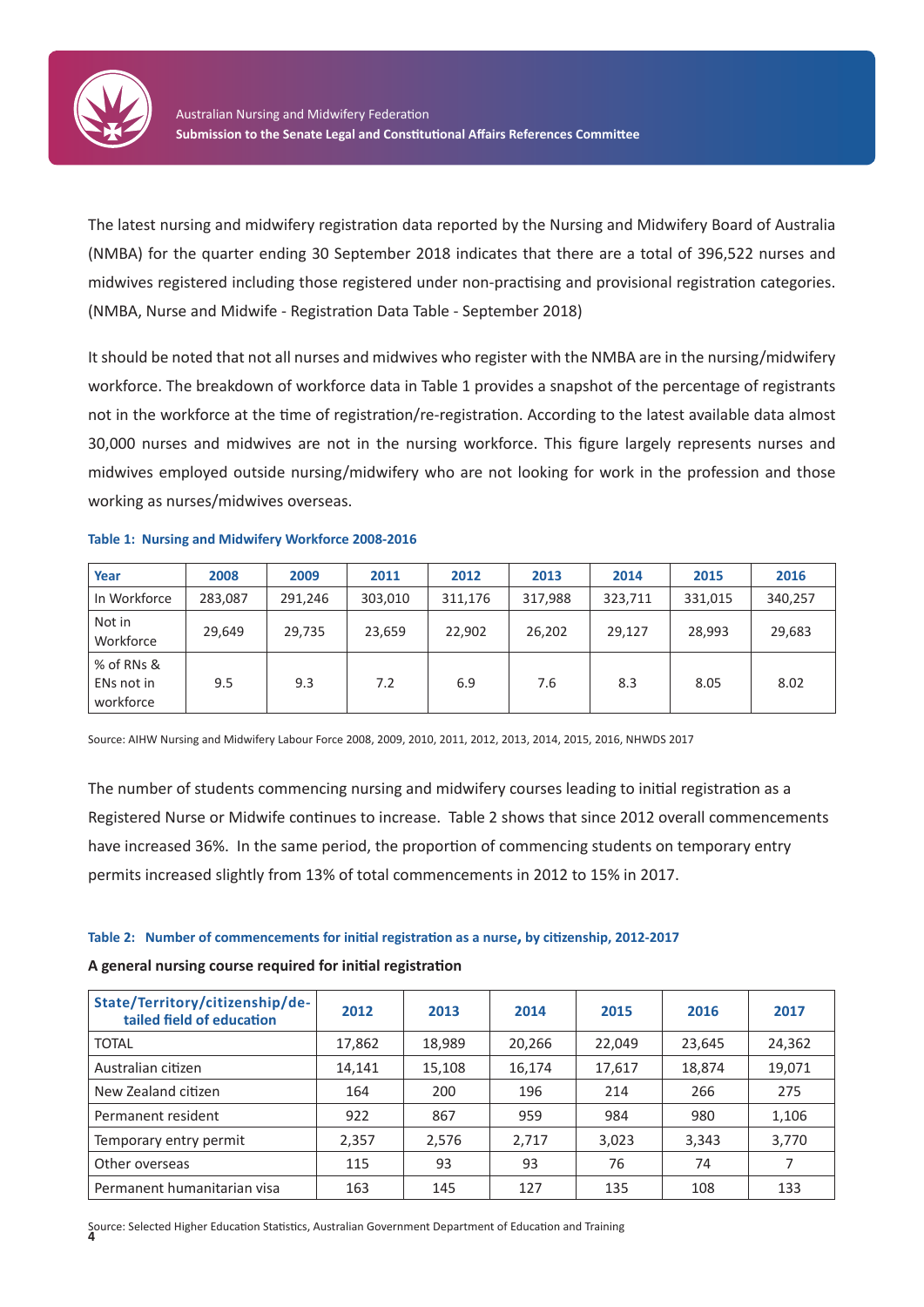The latest nursing and midwifery registration data reported by the Nursing and Midwifery Board of Australia (NMBA) for the quarter ending 30 September 2018 indicates that there are a total of 396,522 nurses and midwives registered including those registered under non-practising and provisional registration categories. (NMBA, Nurse and Midwife - Registration Data Table - September 2018)

It should be noted that not all nurses and midwives who register with the NMBA are in the nursing/midwifery workforce. The breakdown of workforce data in Table 1 provides a snapshot of the percentage of registrants not in the workforce at the time of registration/re-registration. According to the latest available data almost 30,000 nurses and midwives are not in the nursing workforce. This figure largely represents nurses and midwives employed outside nursing/midwifery who are not looking for work in the profession and those working as nurses/midwives overseas.

**Table 1: Nursing and Midwifery Workforce 2008-2016**

| Year | 2008 | 2009 | 2011 | 2012 | 2013 | 2014 | 2015 | 2016 |
|---|---|---|---|---|---|---|---|---|
| In Workforce | 283,087 | 291,246 | 303,010 | 311,176 | 317,988 | 323,711 | 331,015 | 340,257 |
| Not in Workforce | 29,649 | 29,735 | 23,659 | 22,902 | 26,202 | 29,127 | 28,993 | 29,683 |
| % of RNs & ENs not in workforce | 9.5 | 9.3 | 7.2 | 6.9 | 7.6 | 8.3 | 8.05 | 8.02 |

Source: AIHW Nursing and Midwifery Labour Force 2008, 2009, 2010, 2011, 2012, 2013, 2014, 2015, 2016, NHWDS 2017

The number of students commencing nursing and midwifery courses leading to initial registration as a Registered Nurse or Midwife continues to increase. Table 2 shows that since 2012 overall commencements have increased 36%. In the same period, the proportion of commencing students on temporary entry permits increased slightly from 13% of total commencements in 2012 to 15% in 2017.

**Table 2: Number of commencements for initial registration as a nurse, by citizenship, 2012-2017**

**A general nursing course required for initial registration**

| State/Territory/citizenship/detailed field of education | 2012 | 2013 | 2014 | 2015 | 2016 | 2017 |
|---|---|---|---|---|---|---|
| TOTAL | 17,862 | 18,989 | 20,266 | 22,049 | 23,645 | 24,362 |
| Australian citizen | 14,141 | 15,108 | 16,174 | 17,617 | 18,874 | 19,071 |
| New Zealand citizen | 164 | 200 | 196 | 214 | 266 | 275 |
| Permanent resident | 922 | 867 | 959 | 984 | 980 | 1,106 |
| Temporary entry permit | 2,357 | 2,576 | 2,717 | 3,023 | 3,343 | 3,770 |
| Other overseas | 115 | 93 | 93 | 76 | 74 | 7 |
| Permanent humanitarian visa | 163 | 145 | 127 | 135 | 108 | 133 |

Source: Selected Higher Education Statistics, Australian Government Department of Education and Training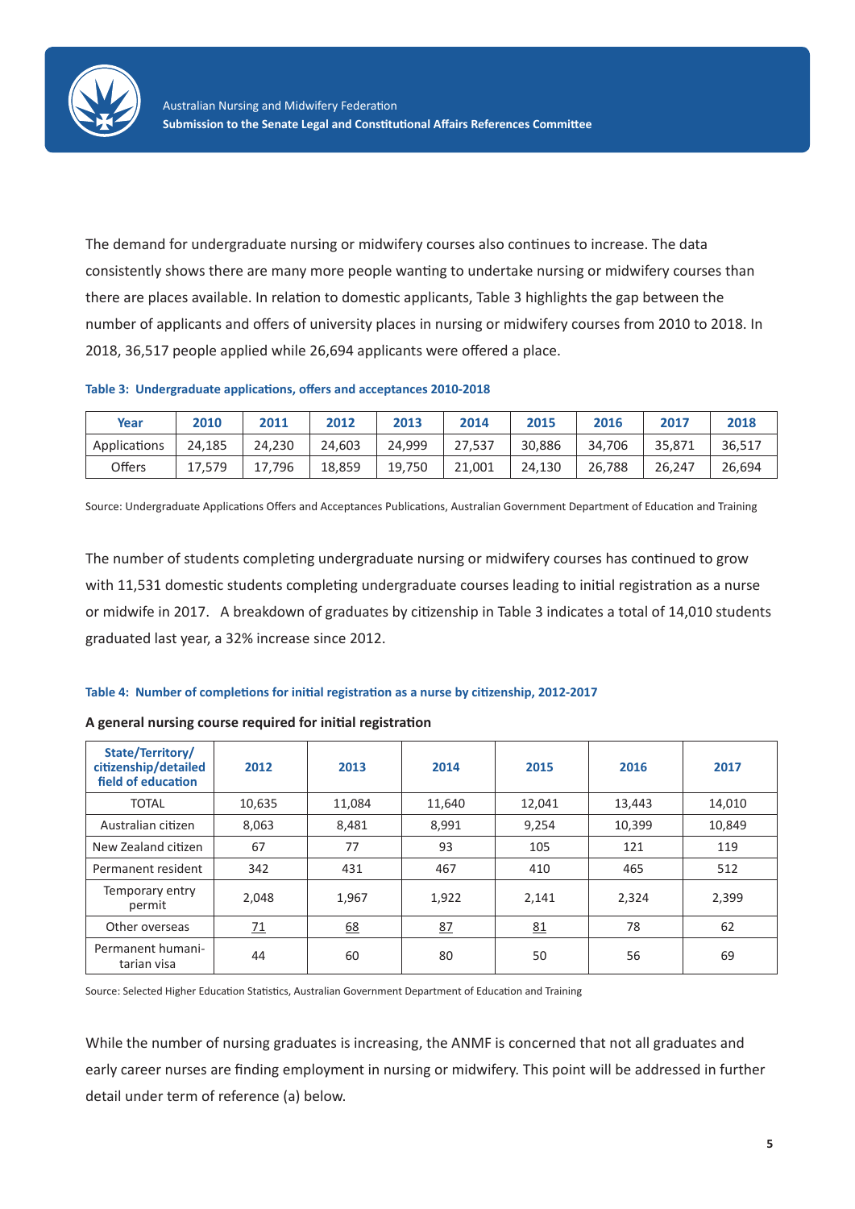The demand for undergraduate nursing or midwifery courses also continues to increase. The data consistently shows there are many more people wanting to undertake nursing or midwifery courses than there are places available. In relation to domestic applicants, Table 3 highlights the gap between the number of applicants and offers of university places in nursing or midwifery courses from 2010 to 2018. In 2018, 36,517 people applied while 26,694 applicants were offered a place.

**Table 3: Undergraduate applications, offers and acceptances 2010-2018**

| Year | 2010 | 2011 | 2012 | 2013 | 2014 | 2015 | 2016 | 2017 | 2018 |
|---|---|---|---|---|---|---|---|---|---|
| Applications | 24,185 | 24,230 | 24,603 | 24,999 | 27,537 | 30,886 | 34,706 | 35,871 | 36,517 |
| Offers | 17,579 | 17,796 | 18,859 | 19,750 | 21,001 | 24,130 | 26,788 | 26,247 | 26,694 |

Source: Undergraduate Applications Offers and Acceptances Publications, Australian Government Department of Education and Training

The number of students completing undergraduate nursing or midwifery courses has continued to grow with 11,531 domestic students completing undergraduate courses leading to initial registration as a nurse or midwife in 2017. A breakdown of graduates by citizenship in Table 3 indicates a total of 14,010 students graduated last year, a 32% increase since 2012.

**Table 4: Number of completions for initial registration as a nurse by citizenship, 2012-2017**

**A general nursing course required for initial registration**

| State/Territory/ citizenship/detailed field of education | 2012 | 2013 | 2014 | 2015 | 2016 | 2017 |
|---|---|---|---|---|---|---|
| TOTAL | 10,635 | 11,084 | 11,640 | 12,041 | 13,443 | 14,010 |
| Australian citizen | 8,063 | 8,481 | 8,991 | 9,254 | 10,399 | 10,849 |
| New Zealand citizen | 67 | 77 | 93 | 105 | 121 | 119 |
| Permanent resident | 342 | 431 | 467 | 410 | 465 | 512 |
| Temporary entry permit | 2,048 | 1,967 | 1,922 | 2,141 | 2,324 | 2,399 |
| Other overseas | 71 | 68 | 87 | 81 | 78 | 62 |
| Permanent humanitarian visa | 44 | 60 | 80 | 50 | 56 | 69 |

Source: Selected Higher Education Statistics, Australian Government Department of Education and Training

While the number of nursing graduates is increasing, the ANMF is concerned that not all graduates and early career nurses are finding employment in nursing or midwifery. This point will be addressed in further detail under term of reference (a) below.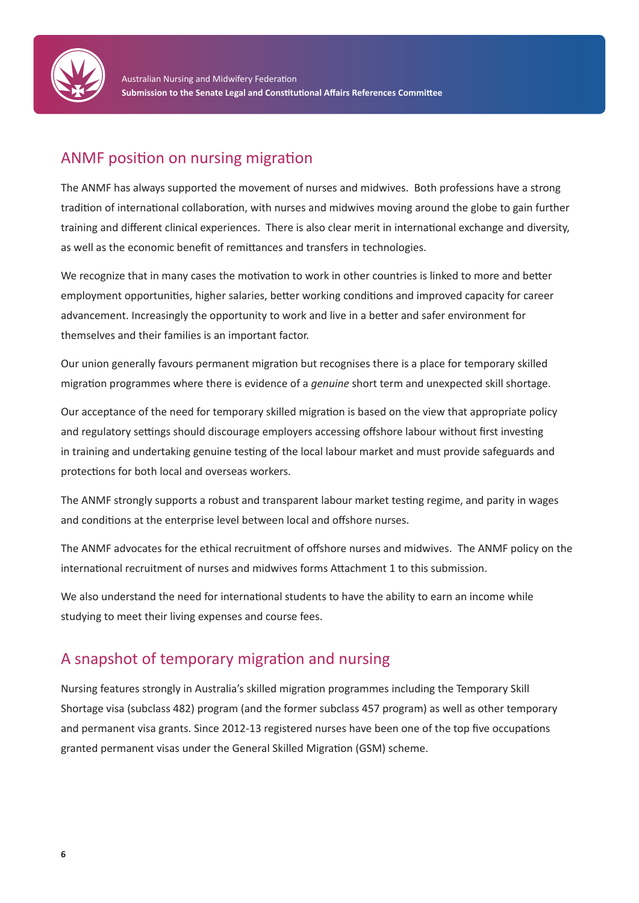## ANMF position on nursing migration

The ANMF has always supported the movement of nurses and midwives. Both professions have a strong tradition of international collaboration, with nurses and midwives moving around the globe to gain further training and different clinical experiences. There is also clear merit in international exchange and diversity, as well as the economic benefit of remittances and transfers in technologies.

We recognize that in many cases the motivation to work in other countries is linked to more and better employment opportunities, higher salaries, better working conditions and improved capacity for career advancement. Increasingly the opportunity to work and live in a better and safer environment for themselves and their families is an important factor.

Our union generally favours permanent migration but recognises there is a place for temporary skilled migration programmes where there is evidence of a *genuine* short term and unexpected skill shortage.

Our acceptance of the need for temporary skilled migration is based on the view that appropriate policy and regulatory settings should discourage employers accessing offshore labour without first investing in training and undertaking genuine testing of the local labour market and must provide safeguards and protections for both local and overseas workers.

The ANMF strongly supports a robust and transparent labour market testing regime, and parity in wages and conditions at the enterprise level between local and offshore nurses.

The ANMF advocates for the ethical recruitment of offshore nurses and midwives. The ANMF policy on the international recruitment of nurses and midwives forms Attachment 1 to this submission.

We also understand the need for international students to have the ability to earn an income while studying to meet their living expenses and course fees.

## A snapshot of temporary migration and nursing

Nursing features strongly in Australia's skilled migration programmes including the Temporary Skill Shortage visa (subclass 482) program (and the former subclass 457 program) as well as other temporary and permanent visa grants. Since 2012-13 registered nurses have been one of the top five occupations granted permanent visas under the General Skilled Migration (GSM) scheme.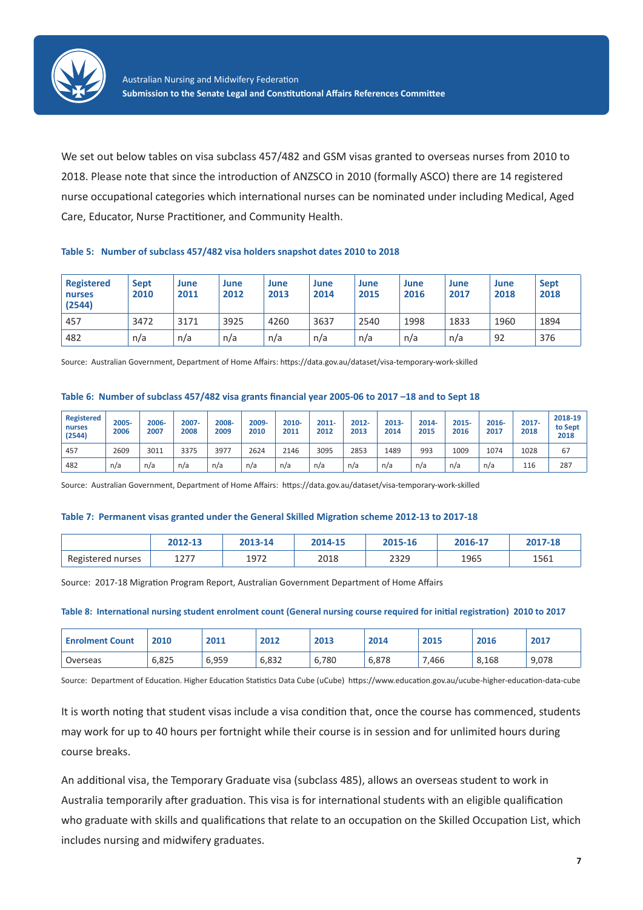We set out below tables on visa subclass 457/482 and GSM visas granted to overseas nurses from 2010 to 2018. Please note that since the introduction of ANZSCO in 2010 (formally ASCO) there are 14 registered nurse occupational categories which international nurses can be nominated under including Medical, Aged Care, Educator, Nurse Practitioner, and Community Health.

**Table 5: Number of subclass 457/482 visa holders snapshot dates 2010 to 2018**

| Registered nurses (2544) | Sept 2010 | June 2011 | June 2012 | June 2013 | June 2014 | June 2015 | June 2016 | June 2017 | June 2018 | Sept 2018 |
|---|---|---|---|---|---|---|---|---|---|---|
| 457 | 3472 | 3171 | 3925 | 4260 | 3637 | 2540 | 1998 | 1833 | 1960 | 1894 |
| 482 | n/a | n/a | n/a | n/a | n/a | n/a | n/a | n/a | 92 | 376 |

Source: Australian Government, Department of Home Affairs: https://data.gov.au/dataset/visa-temporary-work-skilled

**Table 6: Number of subclass 457/482 visa grants financial year 2005-06 to 2017 –18 and to Sept 18**

| Registered nurses (2544) | 2005-2006 | 2006-2007 | 2007-2008 | 2008-2009 | 2009-2010 | 2010-2011 | 2011-2012 | 2012-2013 | 2013-2014 | 2014-2015 | 2015-2016 | 2016-2017 | 2017-2018 | 2018-19 to Sept 2018 |
|---|---|---|---|---|---|---|---|---|---|---|---|---|---|---|
| 457 | 2609 | 3011 | 3375 | 3977 | 2624 | 2146 | 3095 | 2853 | 1489 | 993 | 1009 | 1074 | 1028 | 67 |
| 482 | n/a | n/a | n/a | n/a | n/a | n/a | n/a | n/a | n/a | n/a | n/a | n/a | 116 | 287 |

Source: Australian Government, Department of Home Affairs: https://data.gov.au/dataset/visa-temporary-work-skilled

**Table 7: Permanent visas granted under the General Skilled Migration scheme 2012-13 to 2017-18**

| | 2012-13 | 2013-14 | 2014-15 | 2015-16 | 2016-17 | 2017-18 |
|---|---|---|---|---|---|---|
| Registered nurses | 1277 | 1972 | 2018 | 2329 | 1965 | 1561 |

Source: 2017-18 Migration Program Report, Australian Government Department of Home Affairs

**Table 8: International nursing student enrolment count (General nursing course required for initial registration) 2010 to 2017**

| Enrolment Count | 2010 | 2011 | 2012 | 2013 | 2014 | 2015 | 2016 | 2017 |
|---|---|---|---|---|---|---|---|---|
| Overseas | 6,825 | 6,959 | 6,832 | 6,780 | 6,878 | 7,466 | 8,168 | 9,078 |

Source: Department of Education. Higher Education Statistics Data Cube (uCube) https://www.education.gov.au/ucube-higher-education-data-cube

It is worth noting that student visas include a visa condition that, once the course has commenced, students may work for up to 40 hours per fortnight while their course is in session and for unlimited hours during course breaks.

An additional visa, the Temporary Graduate visa (subclass 485), allows an overseas student to work in Australia temporarily after graduation. This visa is for international students with an eligible qualification who graduate with skills and qualifications that relate to an occupation on the Skilled Occupation List, which includes nursing and midwifery graduates.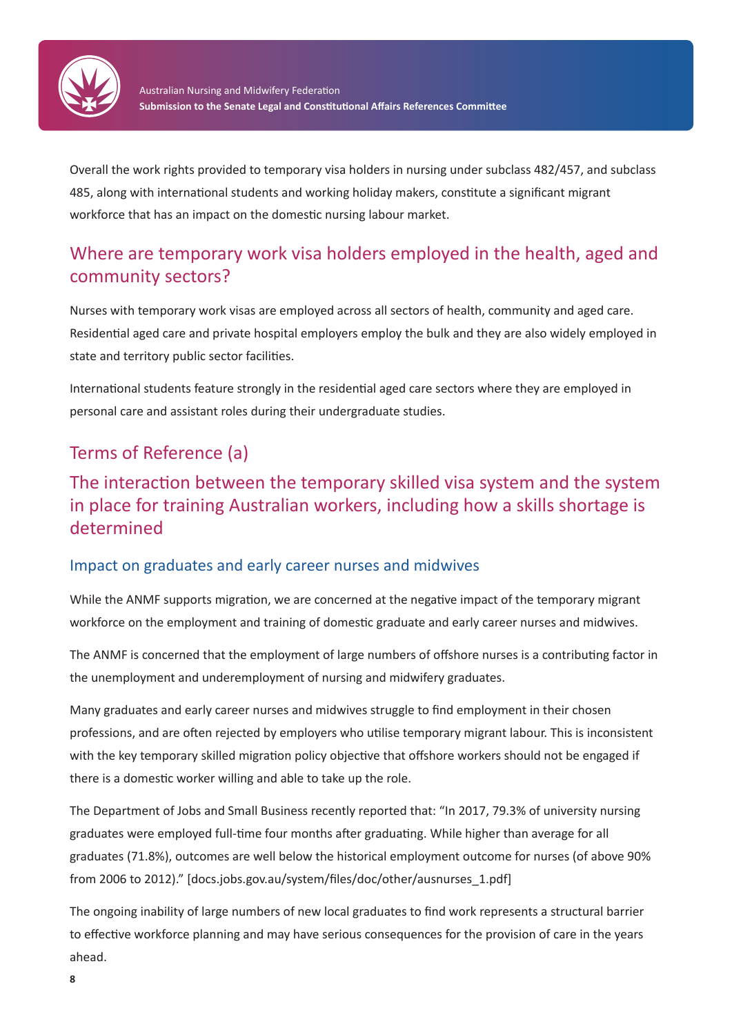Overall the work rights provided to temporary visa holders in nursing under subclass 482/457, and subclass 485, along with international students and working holiday makers, constitute a significant migrant workforce that has an impact on the domestic nursing labour market.

## Where are temporary work visa holders employed in the health, aged and community sectors?

Nurses with temporary work visas are employed across all sectors of health, community and aged care. Residential aged care and private hospital employers employ the bulk and they are also widely employed in state and territory public sector facilities.

International students feature strongly in the residential aged care sectors where they are employed in personal care and assistant roles during their undergraduate studies.

## Terms of Reference (a)

## The interaction between the temporary skilled visa system and the system in place for training Australian workers, including how a skills shortage is determined

### Impact on graduates and early career nurses and midwives

While the ANMF supports migration, we are concerned at the negative impact of the temporary migrant workforce on the employment and training of domestic graduate and early career nurses and midwives.

The ANMF is concerned that the employment of large numbers of offshore nurses is a contributing factor in the unemployment and underemployment of nursing and midwifery graduates.

Many graduates and early career nurses and midwives struggle to find employment in their chosen professions, and are often rejected by employers who utilise temporary migrant labour. This is inconsistent with the key temporary skilled migration policy objective that offshore workers should not be engaged if there is a domestic worker willing and able to take up the role.

The Department of Jobs and Small Business recently reported that: "In 2017, 79.3% of university nursing graduates were employed full-time four months after graduating. While higher than average for all graduates (71.8%), outcomes are well below the historical employment outcome for nurses (of above 90% from 2006 to 2012)." [docs.jobs.gov.au/system/files/doc/other/ausnurses_1.pdf]

The ongoing inability of large numbers of new local graduates to find work represents a structural barrier to effective workforce planning and may have serious consequences for the provision of care in the years ahead.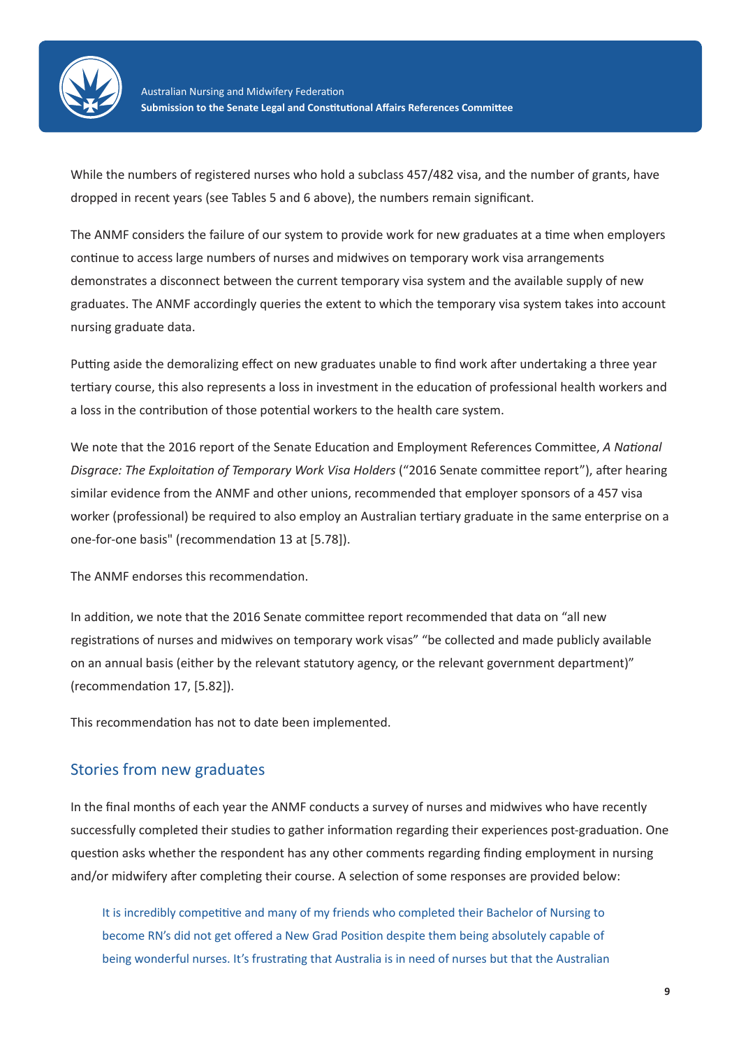While the numbers of registered nurses who hold a subclass 457/482 visa, and the number of grants, have dropped in recent years (see Tables 5 and 6 above), the numbers remain significant.

The ANMF considers the failure of our system to provide work for new graduates at a time when employers continue to access large numbers of nurses and midwives on temporary work visa arrangements demonstrates a disconnect between the current temporary visa system and the available supply of new graduates. The ANMF accordingly queries the extent to which the temporary visa system takes into account nursing graduate data.

Putting aside the demoralizing effect on new graduates unable to find work after undertaking a three year tertiary course, this also represents a loss in investment in the education of professional health workers and a loss in the contribution of those potential workers to the health care system.

We note that the 2016 report of the Senate Education and Employment References Committee, *A National Disgrace: The Exploitation of Temporary Work Visa Holders* ("2016 Senate committee report"), after hearing similar evidence from the ANMF and other unions, recommended that employer sponsors of a 457 visa worker (professional) be required to also employ an Australian tertiary graduate in the same enterprise on a one-for-one basis" (recommendation 13 at [5.78]).

The ANMF endorses this recommendation.

In addition, we note that the 2016 Senate committee report recommended that data on "all new registrations of nurses and midwives on temporary work visas" "be collected and made publicly available on an annual basis (either by the relevant statutory agency, or the relevant government department)" (recommendation 17, [5.82]).

This recommendation has not to date been implemented.

## Stories from new graduates

In the final months of each year the ANMF conducts a survey of nurses and midwives who have recently successfully completed their studies to gather information regarding their experiences post-graduation. One question asks whether the respondent has any other comments regarding finding employment in nursing and/or midwifery after completing their course. A selection of some responses are provided below:

> It is incredibly competitive and many of my friends who completed their Bachelor of Nursing to become RN's did not get offered a New Grad Position despite them being absolutely capable of being wonderful nurses. It's frustrating that Australia is in need of nurses but that the Australian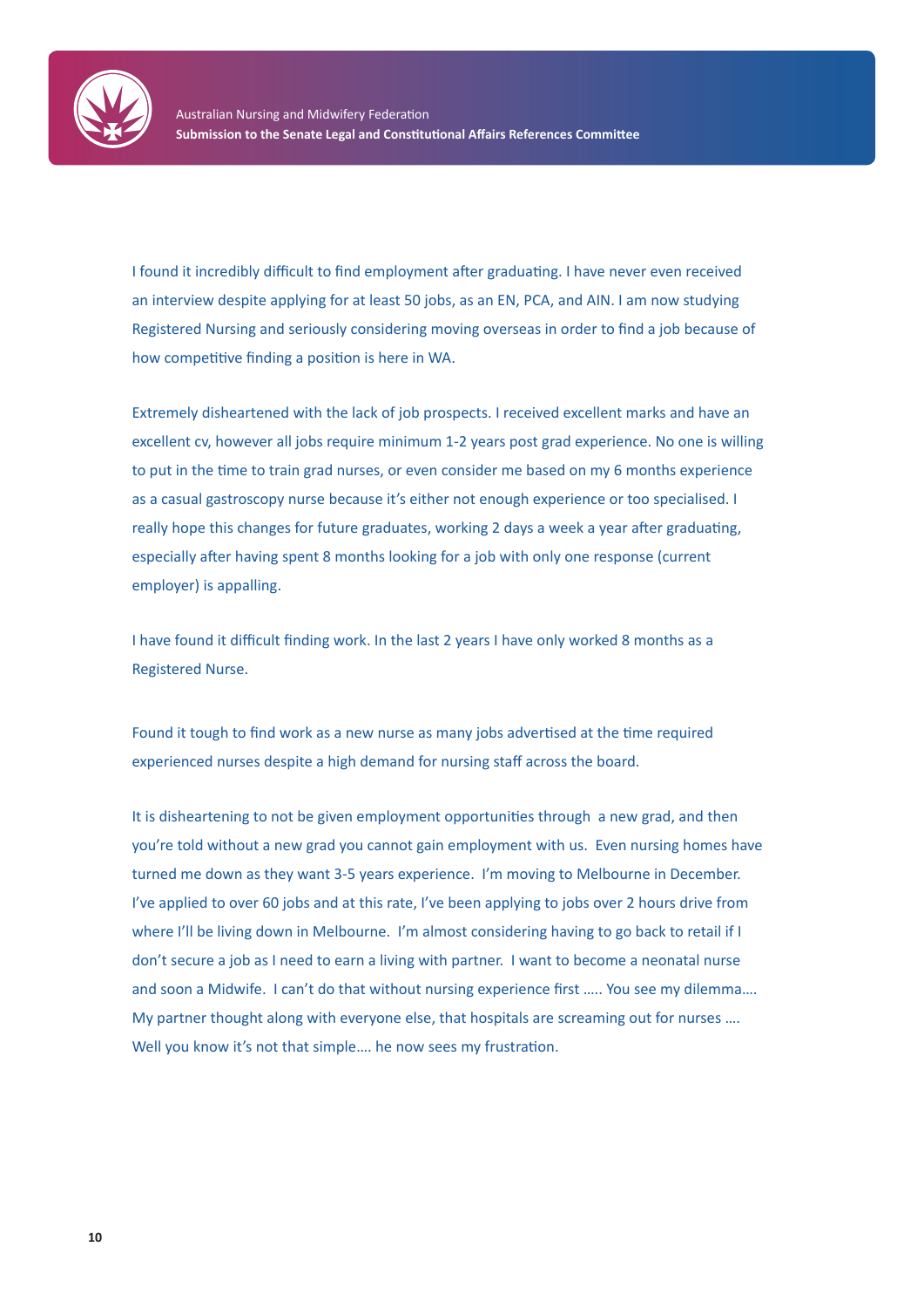I found it incredibly difficult to find employment after graduating. I have never even received an interview despite applying for at least 50 jobs, as an EN, PCA, and AIN. I am now studying Registered Nursing and seriously considering moving overseas in order to find a job because of how competitive finding a position is here in WA.

Extremely disheartened with the lack of job prospects. I received excellent marks and have an excellent cv, however all jobs require minimum 1-2 years post grad experience. No one is willing to put in the time to train grad nurses, or even consider me based on my 6 months experience as a casual gastroscopy nurse because it's either not enough experience or too specialised. I really hope this changes for future graduates, working 2 days a week a year after graduating, especially after having spent 8 months looking for a job with only one response (current employer) is appalling.

I have found it difficult finding work. In the last 2 years I have only worked 8 months as a Registered Nurse.

Found it tough to find work as a new nurse as many jobs advertised at the time required experienced nurses despite a high demand for nursing staff across the board.

It is disheartening to not be given employment opportunities through a new grad, and then you're told without a new grad you cannot gain employment with us. Even nursing homes have turned me down as they want 3-5 years experience. I'm moving to Melbourne in December. I've applied to over 60 jobs and at this rate, I've been applying to jobs over 2 hours drive from where I'll be living down in Melbourne. I'm almost considering having to go back to retail if I don't secure a job as I need to earn a living with partner. I want to become a neonatal nurse and soon a Midwife. I can't do that without nursing experience first ….. You see my dilemma…. My partner thought along with everyone else, that hospitals are screaming out for nurses …. Well you know it's not that simple…. he now sees my frustration.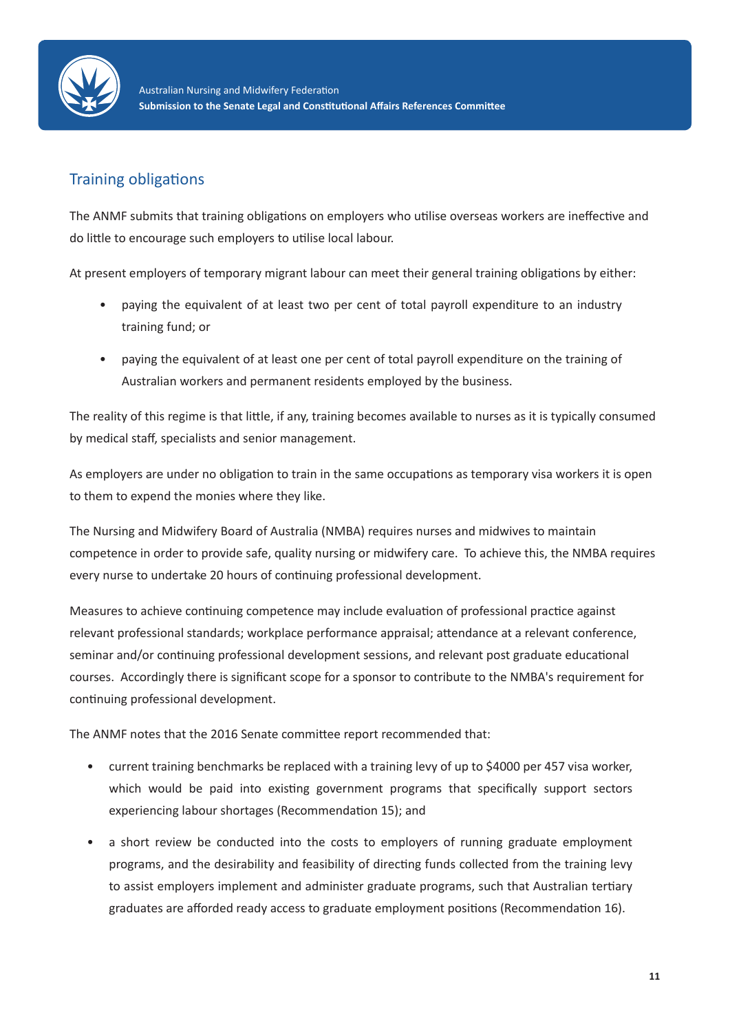## Training obligations

The ANMF submits that training obligations on employers who utilise overseas workers are ineffective and do little to encourage such employers to utilise local labour.

At present employers of temporary migrant labour can meet their general training obligations by either:

- paying the equivalent of at least two per cent of total payroll expenditure to an industry training fund; or
- paying the equivalent of at least one per cent of total payroll expenditure on the training of Australian workers and permanent residents employed by the business.

The reality of this regime is that little, if any, training becomes available to nurses as it is typically consumed by medical staff, specialists and senior management.

As employers are under no obligation to train in the same occupations as temporary visa workers it is open to them to expend the monies where they like.

The Nursing and Midwifery Board of Australia (NMBA) requires nurses and midwives to maintain competence in order to provide safe, quality nursing or midwifery care. To achieve this, the NMBA requires every nurse to undertake 20 hours of continuing professional development.

Measures to achieve continuing competence may include evaluation of professional practice against relevant professional standards; workplace performance appraisal; attendance at a relevant conference, seminar and/or continuing professional development sessions, and relevant post graduate educational courses. Accordingly there is significant scope for a sponsor to contribute to the NMBA's requirement for continuing professional development.

The ANMF notes that the 2016 Senate committee report recommended that:

- current training benchmarks be replaced with a training levy of up to $4000 per 457 visa worker, which would be paid into existing government programs that specifically support sectors experiencing labour shortages (Recommendation 15); and
- a short review be conducted into the costs to employers of running graduate employment programs, and the desirability and feasibility of directing funds collected from the training levy to assist employers implement and administer graduate programs, such that Australian tertiary graduates are afforded ready access to graduate employment positions (Recommendation 16).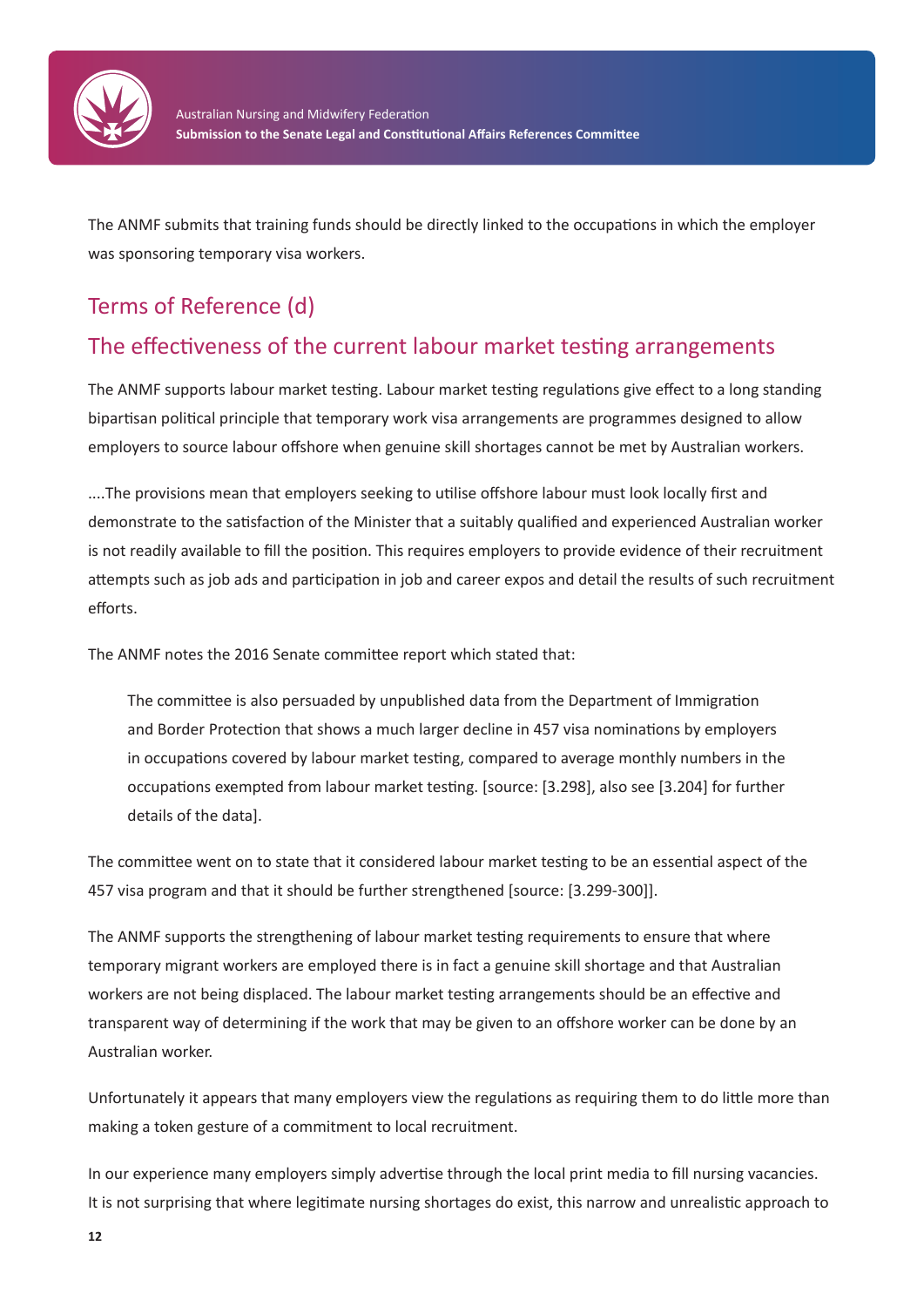The ANMF submits that training funds should be directly linked to the occupations in which the employer was sponsoring temporary visa workers.

## Terms of Reference (d)

## The effectiveness of the current labour market testing arrangements

The ANMF supports labour market testing. Labour market testing regulations give effect to a long standing bipartisan political principle that temporary work visa arrangements are programmes designed to allow employers to source labour offshore when genuine skill shortages cannot be met by Australian workers.

....The provisions mean that employers seeking to utilise offshore labour must look locally first and demonstrate to the satisfaction of the Minister that a suitably qualified and experienced Australian worker is not readily available to fill the position. This requires employers to provide evidence of their recruitment attempts such as job ads and participation in job and career expos and detail the results of such recruitment efforts.

The ANMF notes the 2016 Senate committee report which stated that:

> The committee is also persuaded by unpublished data from the Department of Immigration and Border Protection that shows a much larger decline in 457 visa nominations by employers in occupations covered by labour market testing, compared to average monthly numbers in the occupations exempted from labour market testing. [source: [3.298], also see [3.204] for further details of the data].

The committee went on to state that it considered labour market testing to be an essential aspect of the 457 visa program and that it should be further strengthened [source: [3.299-300]].

The ANMF supports the strengthening of labour market testing requirements to ensure that where temporary migrant workers are employed there is in fact a genuine skill shortage and that Australian workers are not being displaced. The labour market testing arrangements should be an effective and transparent way of determining if the work that may be given to an offshore worker can be done by an Australian worker.

Unfortunately it appears that many employers view the regulations as requiring them to do little more than making a token gesture of a commitment to local recruitment.

In our experience many employers simply advertise through the local print media to fill nursing vacancies. It is not surprising that where legitimate nursing shortages do exist, this narrow and unrealistic approach to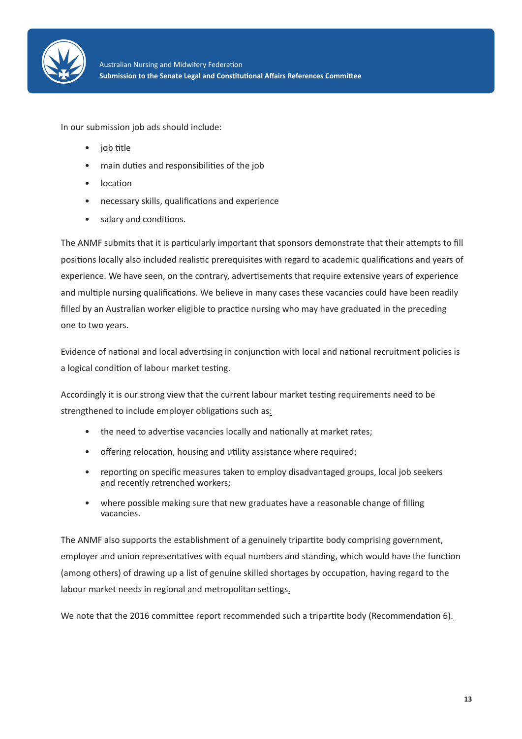In our submission job ads should include:

- job title
- main duties and responsibilities of the job
- location
- necessary skills, qualifications and experience
- salary and conditions.

The ANMF submits that it is particularly important that sponsors demonstrate that their attempts to fill positions locally also included realistic prerequisites with regard to academic qualifications and years of experience. We have seen, on the contrary, advertisements that require extensive years of experience and multiple nursing qualifications. We believe in many cases these vacancies could have been readily filled by an Australian worker eligible to practice nursing who may have graduated in the preceding one to two years.

Evidence of national and local advertising in conjunction with local and national recruitment policies is a logical condition of labour market testing.

Accordingly it is our strong view that the current labour market testing requirements need to be strengthened to include employer obligations such as:

- the need to advertise vacancies locally and nationally at market rates;
- offering relocation, housing and utility assistance where required;
- reporting on specific measures taken to employ disadvantaged groups, local job seekers and recently retrenched workers;
- where possible making sure that new graduates have a reasonable change of filling vacancies.

The ANMF also supports the establishment of a genuinely tripartite body comprising government, employer and union representatives with equal numbers and standing, which would have the function (among others) of drawing up a list of genuine skilled shortages by occupation, having regard to the labour market needs in regional and metropolitan settings.

We note that the 2016 committee report recommended such a tripartite body (Recommendation 6).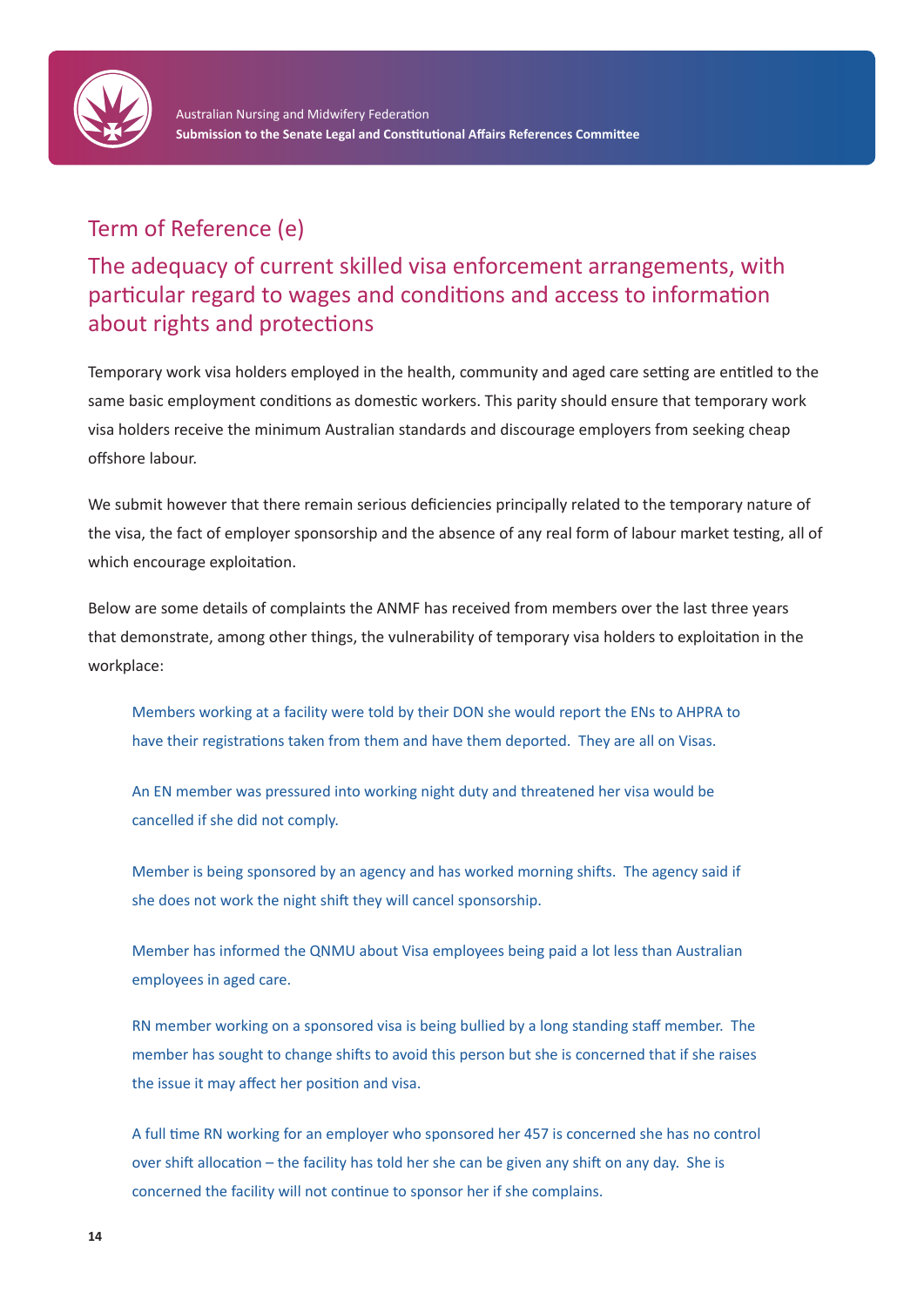## Term of Reference (e)

## The adequacy of current skilled visa enforcement arrangements, with particular regard to wages and conditions and access to information about rights and protections

Temporary work visa holders employed in the health, community and aged care setting are entitled to the same basic employment conditions as domestic workers. This parity should ensure that temporary work visa holders receive the minimum Australian standards and discourage employers from seeking cheap offshore labour.

We submit however that there remain serious deficiencies principally related to the temporary nature of the visa, the fact of employer sponsorship and the absence of any real form of labour market testing, all of which encourage exploitation.

Below are some details of complaints the ANMF has received from members over the last three years that demonstrate, among other things, the vulnerability of temporary visa holders to exploitation in the workplace:

> Members working at a facility were told by their DON she would report the ENs to AHPRA to have their registrations taken from them and have them deported. They are all on Visas.
>
> An EN member was pressured into working night duty and threatened her visa would be cancelled if she did not comply.
>
> Member is being sponsored by an agency and has worked morning shifts. The agency said if she does not work the night shift they will cancel sponsorship.
>
> Member has informed the QNMU about Visa employees being paid a lot less than Australian employees in aged care.
>
> RN member working on a sponsored visa is being bullied by a long standing staff member. The member has sought to change shifts to avoid this person but she is concerned that if she raises the issue it may affect her position and visa.
>
> A full time RN working for an employer who sponsored her 457 is concerned she has no control over shift allocation – the facility has told her she can be given any shift on any day. She is concerned the facility will not continue to sponsor her if she complains.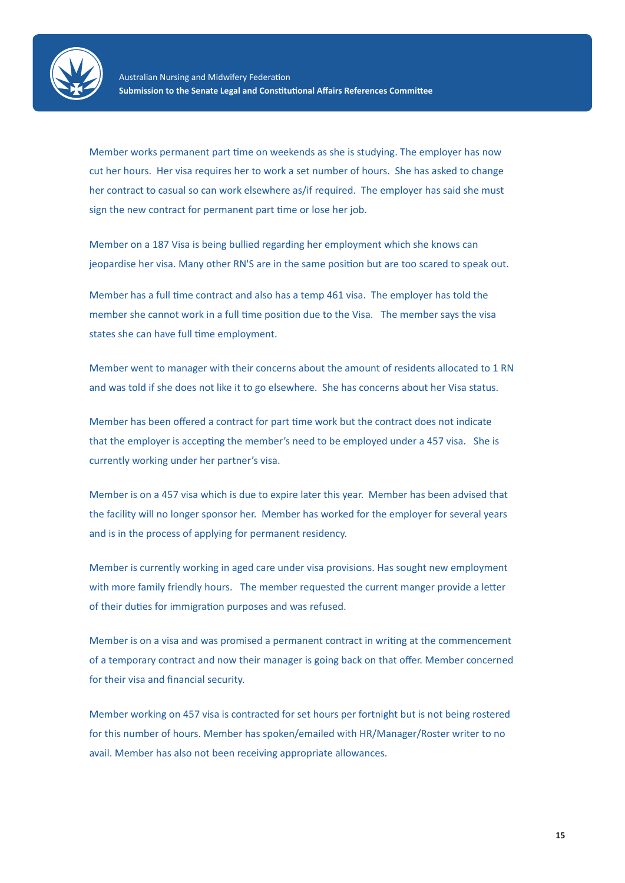Member works permanent part time on weekends as she is studying. The employer has now cut her hours. Her visa requires her to work a set number of hours. She has asked to change her contract to casual so can work elsewhere as/if required. The employer has said she must sign the new contract for permanent part time or lose her job.

Member on a 187 Visa is being bullied regarding her employment which she knows can jeopardise her visa. Many other RN'S are in the same position but are too scared to speak out.

Member has a full time contract and also has a temp 461 visa. The employer has told the member she cannot work in a full time position due to the Visa. The member says the visa states she can have full time employment.

Member went to manager with their concerns about the amount of residents allocated to 1 RN and was told if she does not like it to go elsewhere. She has concerns about her Visa status.

Member has been offered a contract for part time work but the contract does not indicate that the employer is accepting the member's need to be employed under a 457 visa. She is currently working under her partner's visa.

Member is on a 457 visa which is due to expire later this year. Member has been advised that the facility will no longer sponsor her. Member has worked for the employer for several years and is in the process of applying for permanent residency.

Member is currently working in aged care under visa provisions. Has sought new employment with more family friendly hours. The member requested the current manger provide a letter of their duties for immigration purposes and was refused.

Member is on a visa and was promised a permanent contract in writing at the commencement of a temporary contract and now their manager is going back on that offer. Member concerned for their visa and financial security.

Member working on 457 visa is contracted for set hours per fortnight but is not being rostered for this number of hours. Member has spoken/emailed with HR/Manager/Roster writer to no avail. Member has also not been receiving appropriate allowances.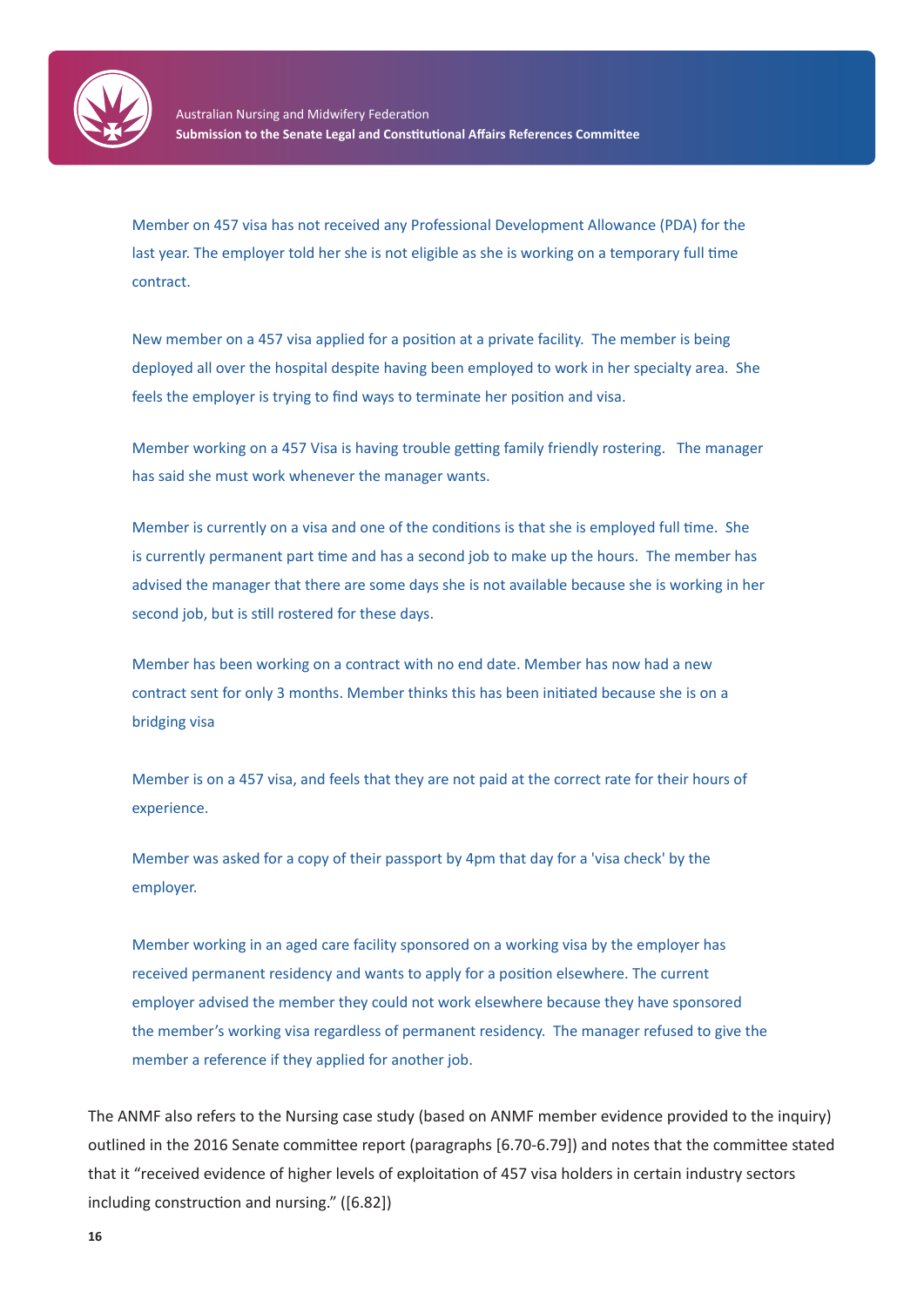Member on 457 visa has not received any Professional Development Allowance (PDA) for the last year. The employer told her she is not eligible as she is working on a temporary full time contract.

New member on a 457 visa applied for a position at a private facility. The member is being deployed all over the hospital despite having been employed to work in her specialty area. She feels the employer is trying to find ways to terminate her position and visa.

Member working on a 457 Visa is having trouble getting family friendly rostering. The manager has said she must work whenever the manager wants.

Member is currently on a visa and one of the conditions is that she is employed full time. She is currently permanent part time and has a second job to make up the hours. The member has advised the manager that there are some days she is not available because she is working in her second job, but is still rostered for these days.

Member has been working on a contract with no end date. Member has now had a new contract sent for only 3 months. Member thinks this has been initiated because she is on a bridging visa

Member is on a 457 visa, and feels that they are not paid at the correct rate for their hours of experience.

Member was asked for a copy of their passport by 4pm that day for a 'visa check' by the employer.

Member working in an aged care facility sponsored on a working visa by the employer has received permanent residency and wants to apply for a position elsewhere. The current employer advised the member they could not work elsewhere because they have sponsored the member's working visa regardless of permanent residency. The manager refused to give the member a reference if they applied for another job.

The ANMF also refers to the Nursing case study (based on ANMF member evidence provided to the inquiry) outlined in the 2016 Senate committee report (paragraphs [6.70-6.79]) and notes that the committee stated that it "received evidence of higher levels of exploitation of 457 visa holders in certain industry sectors including construction and nursing." ([6.82])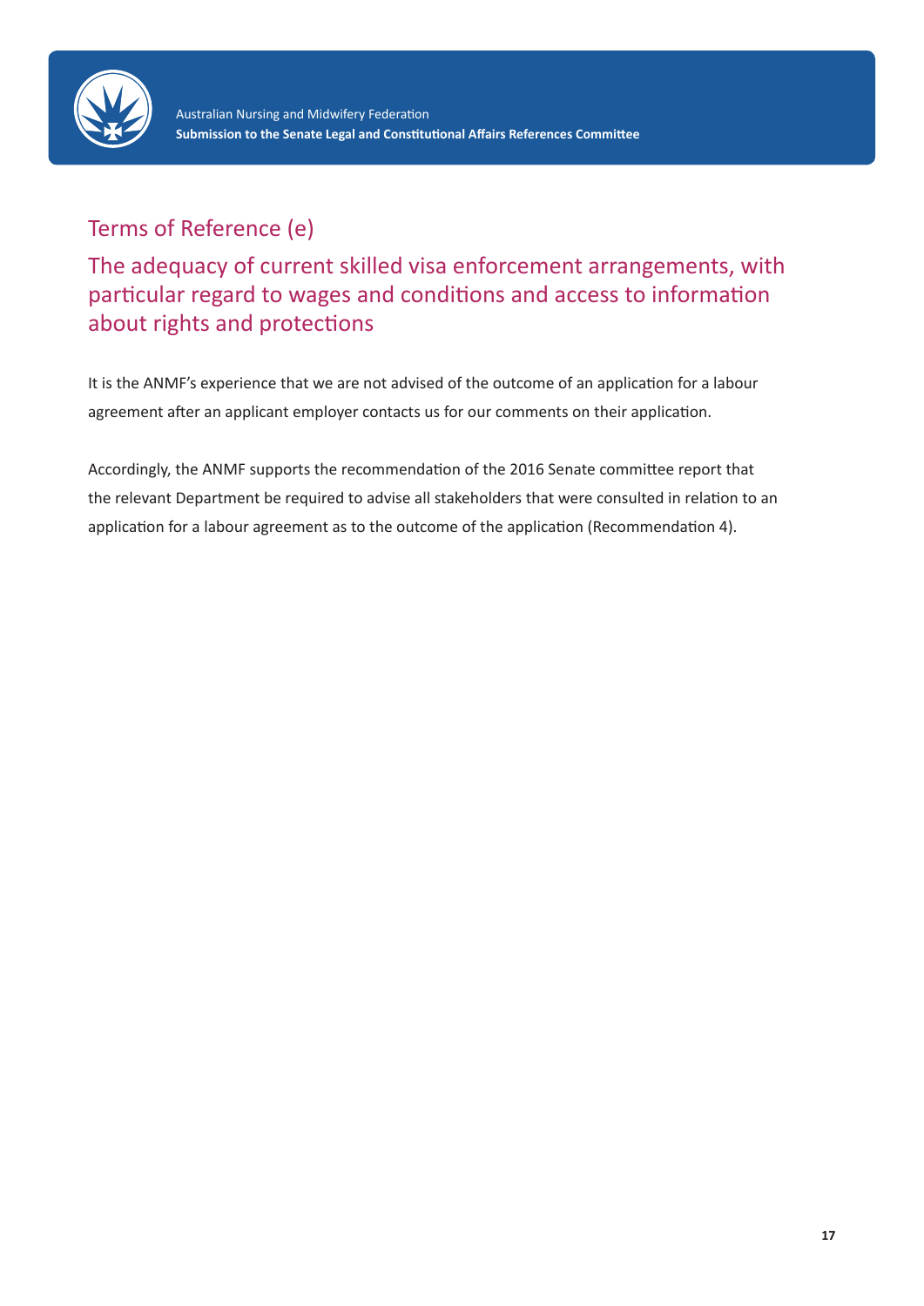## Terms of Reference (e)

## The adequacy of current skilled visa enforcement arrangements, with particular regard to wages and conditions and access to information about rights and protections

It is the ANMF's experience that we are not advised of the outcome of an application for a labour agreement after an applicant employer contacts us for our comments on their application.

Accordingly, the ANMF supports the recommendation of the 2016 Senate committee report that the relevant Department be required to advise all stakeholders that were consulted in relation to an application for a labour agreement as to the outcome of the application (Recommendation 4).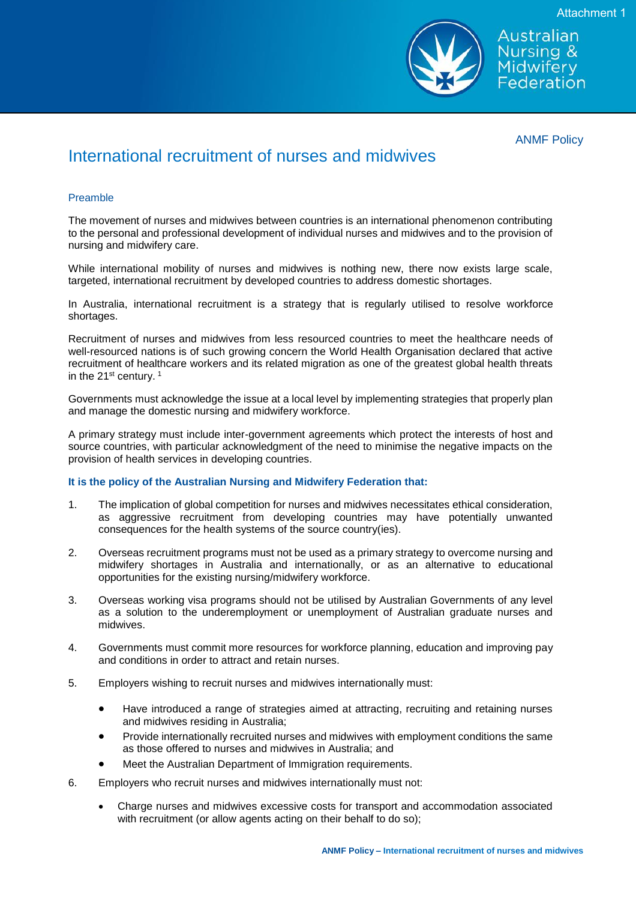Attachment 1

ANMF Policy

# International recruitment of nurses and midwives

## Preamble

The movement of nurses and midwives between countries is an international phenomenon contributing to the personal and professional development of individual nurses and midwives and to the provision of nursing and midwifery care.

While international mobility of nurses and midwives is nothing new, there now exists large scale, targeted, international recruitment by developed countries to address domestic shortages.

In Australia, international recruitment is a strategy that is regularly utilised to resolve workforce shortages.

Recruitment of nurses and midwives from less resourced countries to meet the healthcare needs of well-resourced nations is of such growing concern the World Health Organisation declared that active recruitment of healthcare workers and its related migration as one of the greatest global health threats in the 21st century. [1]

Governments must acknowledge the issue at a local level by implementing strategies that properly plan and manage the domestic nursing and midwifery workforce.

A primary strategy must include inter-government agreements which protect the interests of host and source countries, with particular acknowledgment of the need to minimise the negative impacts on the provision of health services in developing countries.

**It is the policy of the Australian Nursing and Midwifery Federation that:**

1. The implication of global competition for nurses and midwives necessitates ethical consideration, as aggressive recruitment from developing countries may have potentially unwanted consequences for the health systems of the source country(ies).

2. Overseas recruitment programs must not be used as a primary strategy to overcome nursing and midwifery shortages in Australia and internationally, or as an alternative to educational opportunities for the existing nursing/midwifery workforce.

3. Overseas working visa programs should not be utilised by Australian Governments of any level as a solution to the underemployment or unemployment of Australian graduate nurses and midwives.

4. Governments must commit more resources for workforce planning, education and improving pay and conditions in order to attract and retain nurses.

5. Employers wishing to recruit nurses and midwives internationally must:

   - Have introduced a range of strategies aimed at attracting, recruiting and retaining nurses and midwives residing in Australia;
   - Provide internationally recruited nurses and midwives with employment conditions the same as those offered to nurses and midwives in Australia; and
   - Meet the Australian Department of Immigration requirements.

6. Employers who recruit nurses and midwives internationally must not:

   - Charge nurses and midwives excessive costs for transport and accommodation associated with recruitment (or allow agents acting on their behalf to do so);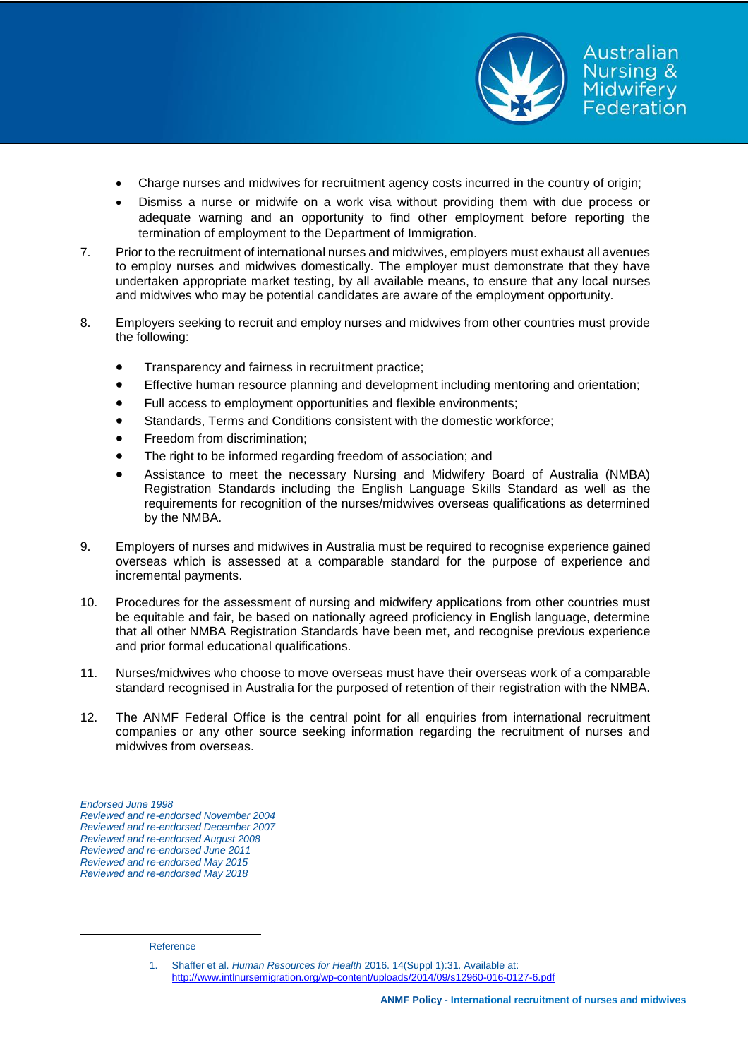- Charge nurses and midwives for recruitment agency costs incurred in the country of origin;
- Dismiss a nurse or midwife on a work visa without providing them with due process or adequate warning and an opportunity to find other employment before reporting the termination of employment to the Department of Immigration.

7. Prior to the recruitment of international nurses and midwives, employers must exhaust all avenues to employ nurses and midwives domestically. The employer must demonstrate that they have undertaken appropriate market testing, by all available means, to ensure that any local nurses and midwives who may be potential candidates are aware of the employment opportunity.

8. Employers seeking to recruit and employ nurses and midwives from other countries must provide the following:

   - Transparency and fairness in recruitment practice;
   - Effective human resource planning and development including mentoring and orientation;
   - Full access to employment opportunities and flexible environments;
   - Standards, Terms and Conditions consistent with the domestic workforce;
   - Freedom from discrimination;
   - The right to be informed regarding freedom of association; and
   - Assistance to meet the necessary Nursing and Midwifery Board of Australia (NMBA) Registration Standards including the English Language Skills Standard as well as the requirements for recognition of the nurses/midwives overseas qualifications as determined by the NMBA.

9. Employers of nurses and midwives in Australia must be required to recognise experience gained overseas which is assessed at a comparable standard for the purpose of experience and incremental payments.

10. Procedures for the assessment of nursing and midwifery applications from other countries must be equitable and fair, be based on nationally agreed proficiency in English language, determine that all other NMBA Registration Standards have been met, and recognise previous experience and prior formal educational qualifications.

11. Nurses/midwives who choose to move overseas must have their overseas work of a comparable standard recognised in Australia for the purposed of retention of their registration with the NMBA.

12. The ANMF Federal Office is the central point for all enquiries from international recruitment companies or any other source seeking information regarding the recruitment of nurses and midwives from overseas.

*Endorsed June 1998*
*Reviewed and re-endorsed November 2004*
*Reviewed and re-endorsed December 2007*
*Reviewed and re-endorsed August 2008*
*Reviewed and re-endorsed June 2011*
*Reviewed and re-endorsed May 2015*
*Reviewed and re-endorsed May 2018*

---

Reference

1. Shaffer et al. *Human Resources for Health* 2016. 14(Suppl 1):31. Available at: http://www.intlnursemigration.org/wp-content/uploads/2014/09/s12960-016-0127-6.pdf